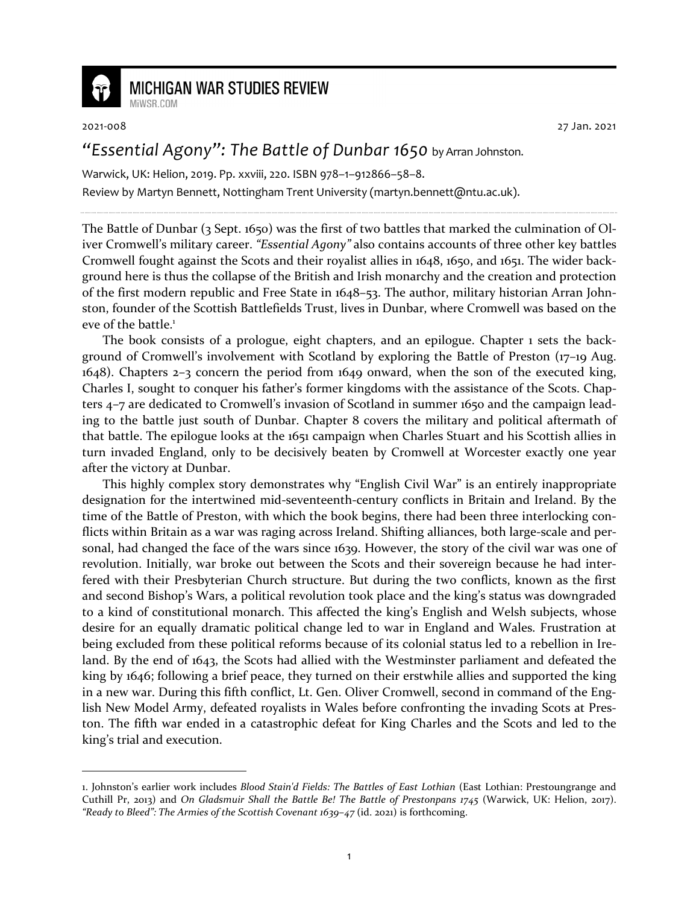2021-008 27 Jan. 2021

# *"Essential Agony": The Battle of Dunbar 1650* by Arran Johnston.

Warwick, UK: Helion, 2019. Pp. xxviii, 220. ISBN 978–1–912866–58–8.

Review by Martyn Bennett, Nottingham Trent University (martyn.bennett@ntu.ac.uk).

The Battle of Dunbar (3 Sept. 1650) was the first of two battles that marked the culmination of Oliver Cromwell's military career. *"Essential Agony"* also contains accounts of three other key battles Cromwell fought against the Scots and their royalist allies in 1648, 1650, and 1651. The wider background here is thus the collapse of the British and Irish monarchy and the creation and protection of the first modern republic and Free State in 1648–53. The author, military historian Arran Johnston, founder of the Scottish Battlefields Trust, lives in Dunbar, where Cromwell was based on the eve of the battle.[1]

The book consists of a prologue, eight chapters, and an epilogue. Chapter 1 sets the background of Cromwell's involvement with Scotland by exploring the Battle of Preston (17–19 Aug. 1648). Chapters 2–3 concern the period from 1649 onward, when the son of the executed king, Charles I, sought to conquer his father's former kingdoms with the assistance of the Scots. Chapters 4–7 are dedicated to Cromwell's invasion of Scotland in summer 1650 and the campaign leading to the battle just south of Dunbar. Chapter 8 covers the military and political aftermath of that battle. The epilogue looks at the 1651 campaign when Charles Stuart and his Scottish allies in turn invaded England, only to be decisively beaten by Cromwell at Worcester exactly one year after the victory at Dunbar.

This highly complex story demonstrates why "English Civil War" is an entirely inappropriate designation for the intertwined mid-seventeenth-century conflicts in Britain and Ireland. By the time of the Battle of Preston, with which the book begins, there had been three interlocking conflicts within Britain as a war was raging across Ireland. Shifting alliances, both large-scale and personal, had changed the face of the wars since 1639. However, the story of the civil war was one of revolution. Initially, war broke out between the Scots and their sovereign because he had interfered with their Presbyterian Church structure. But during the two conflicts, known as the first and second Bishop's Wars, a political revolution took place and the king's status was downgraded to a kind of constitutional monarch. This affected the king's English and Welsh subjects, whose desire for an equally dramatic political change led to war in England and Wales. Frustration at being excluded from these political reforms because of its colonial status led to a rebellion in Ireland. By the end of 1643, the Scots had allied with the Westminster parliament and defeated the king by 1646; following a brief peace, they turned on their erstwhile allies and supported the king in a new war. During this fifth conflict, Lt. Gen. Oliver Cromwell, second in command of the English New Model Army, defeated royalists in Wales before confronting the invading Scots at Preston. The fifth war ended in a catastrophic defeat for King Charles and the Scots and led to the king's trial and execution.

---

1. Johnston's earlier work includes *Blood Stain'd Fields: The Battles of East Lothian* (East Lothian: Prestoungrange and Cuthill Pr, 2013) and *On Gladsmuir Shall the Battle Be! The Battle of Prestonpans 1745* (Warwick, UK: Helion, 2017). *"Ready to Bleed": The Armies of the Scottish Covenant 1639–47* (id. 2021) is forthcoming.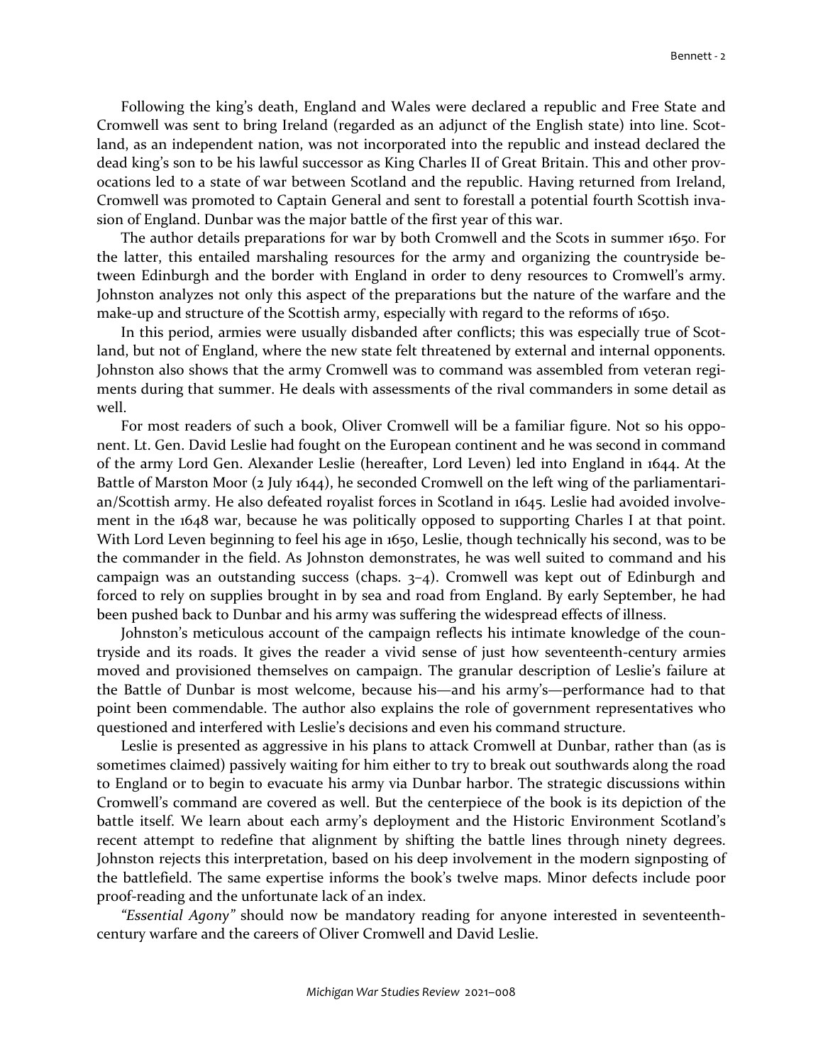Following the king's death, England and Wales were declared a republic and Free State and Cromwell was sent to bring Ireland (regarded as an adjunct of the English state) into line. Scotland, as an independent nation, was not incorporated into the republic and instead declared the dead king's son to be his lawful successor as King Charles II of Great Britain. This and other provocations led to a state of war between Scotland and the republic. Having returned from Ireland, Cromwell was promoted to Captain General and sent to forestall a potential fourth Scottish invasion of England. Dunbar was the major battle of the first year of this war.

The author details preparations for war by both Cromwell and the Scots in summer 1650. For the latter, this entailed marshaling resources for the army and organizing the countryside between Edinburgh and the border with England in order to deny resources to Cromwell's army. Johnston analyzes not only this aspect of the preparations but the nature of the warfare and the make-up and structure of the Scottish army, especially with regard to the reforms of 1650.

In this period, armies were usually disbanded after conflicts; this was especially true of Scotland, but not of England, where the new state felt threatened by external and internal opponents. Johnston also shows that the army Cromwell was to command was assembled from veteran regiments during that summer. He deals with assessments of the rival commanders in some detail as well.

For most readers of such a book, Oliver Cromwell will be a familiar figure. Not so his opponent. Lt. Gen. David Leslie had fought on the European continent and he was second in command of the army Lord Gen. Alexander Leslie (hereafter, Lord Leven) led into England in 1644. At the Battle of Marston Moor (2 July 1644), he seconded Cromwell on the left wing of the parliamentarian/Scottish army. He also defeated royalist forces in Scotland in 1645. Leslie had avoided involvement in the 1648 war, because he was politically opposed to supporting Charles I at that point. With Lord Leven beginning to feel his age in 1650, Leslie, though technically his second, was to be the commander in the field. As Johnston demonstrates, he was well suited to command and his campaign was an outstanding success (chaps. 3–4). Cromwell was kept out of Edinburgh and forced to rely on supplies brought in by sea and road from England. By early September, he had been pushed back to Dunbar and his army was suffering the widespread effects of illness.

Johnston's meticulous account of the campaign reflects his intimate knowledge of the countryside and its roads. It gives the reader a vivid sense of just how seventeenth-century armies moved and provisioned themselves on campaign. The granular description of Leslie's failure at the Battle of Dunbar is most welcome, because his—and his army's—performance had to that point been commendable. The author also explains the role of government representatives who questioned and interfered with Leslie's decisions and even his command structure.

Leslie is presented as aggressive in his plans to attack Cromwell at Dunbar, rather than (as is sometimes claimed) passively waiting for him either to try to break out southwards along the road to England or to begin to evacuate his army via Dunbar harbor. The strategic discussions within Cromwell's command are covered as well. But the centerpiece of the book is its depiction of the battle itself. We learn about each army's deployment and the Historic Environment Scotland's recent attempt to redefine that alignment by shifting the battle lines through ninety degrees. Johnston rejects this interpretation, based on his deep involvement in the modern signposting of the battlefield. The same expertise informs the book's twelve maps. Minor defects include poor proof-reading and the unfortunate lack of an index.

*"Essential Agony"* should now be mandatory reading for anyone interested in seventeenth-century warfare and the careers of Oliver Cromwell and David Leslie.